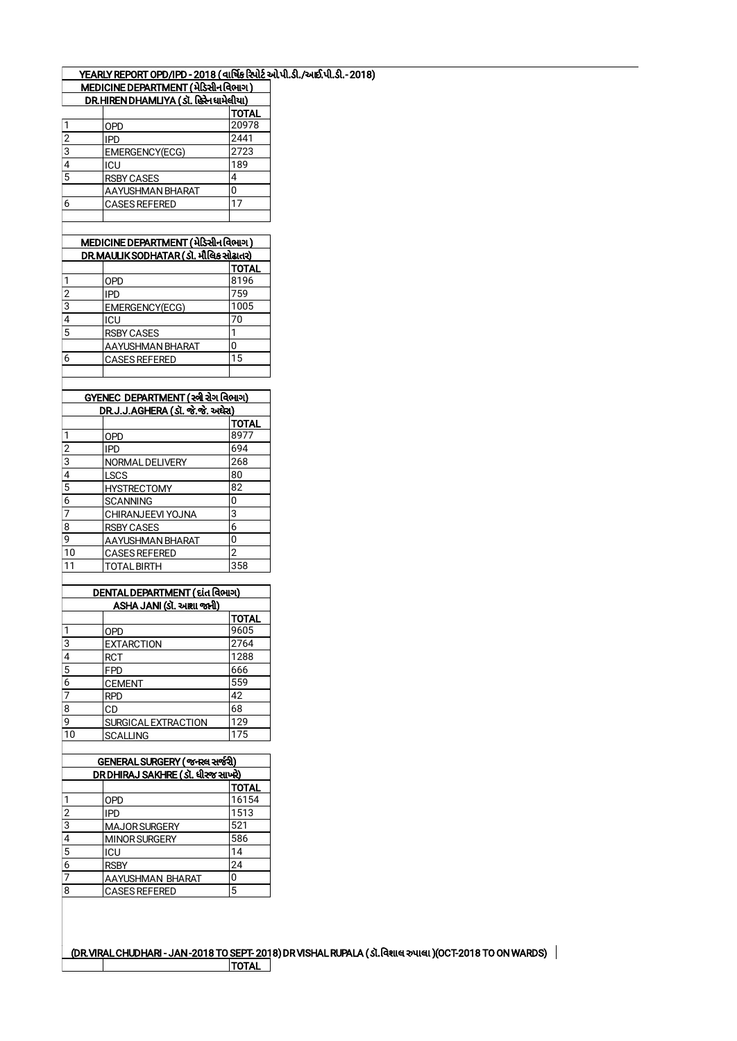## YEARLY REPORT OPD/IPD - 2018 ( વાર્ષિક રિપોર્ટ ઓ.પી.ડી./આઈ.પી.ડી.- 2018)

### MEDICINE DEPARTMENT ( મેડિસીન વિભાગ )

DR.HIREN DHAMLIYA ( ડૉ. હિરેન ધામેલીયા)

| | | TOTAL |
|---|---|---|
| 1 | OPD | 20978 |
| 2 | IPD | 2441 |
| 3 | EMERGENCY(ECG) | 2723 |
| 4 | ICU | 189 |
| 5 | RSBY CASES | 4 |
| | AAYUSHMAN BHARAT | 0 |
| 6 | CASES REFERED | 17 |

### MEDICINE DEPARTMENT ( મેડિસીન વિભાગ )

DR.MAULIK SODHATAR ( ડૉ. મૌલિક સોઢાતર)

| | | TOTAL |
|---|---|---|
| 1 | OPD | 8196 |
| 2 | IPD | 759 |
| 3 | EMERGENCY(ECG) | 1005 |
| 4 | ICU | 70 |
| 5 | RSBY CASES | 1 |
| | AAYUSHMAN BHARAT | 0 |
| 6 | CASES REFERED | 15 |

### GYENEC DEPARTMENT ( સ્ત્રી રોગ વિભાગ)

DR.J.J.AGHERA ( ડૉ. જે.જે. અઘેરા)

| | | TOTAL |
|---|---|---|
| 1 | OPD | 8977 |
| 2 | IPD | 694 |
| 3 | NORMAL DELIVERY | 268 |
| 4 | LSCS | 80 |
| 5 | HYSTRECTOMY | 82 |
| 6 | SCANNING | 0 |
| 7 | CHIRANJEEVI YOJNA | 3 |
| 8 | RSBY CASES | 6 |
| 9 | AAYUSHMAN BHARAT | 0 |
| 10 | CASES REFERED | 2 |
| 11 | TOTAL BIRTH | 358 |

### DENTAL DEPARTMENT ( દાંત વિભાગ)

ASHA JANI (ડૉ. આશા જાની)

| | | TOTAL |
|---|---|---|
| 1 | OPD | 9605 |
| 3 | EXTARCTION | 2764 |
| 4 | RCT | 1288 |
| 5 | FPD | 666 |
| 6 | CEMENT | 559 |
| 7 | RPD | 42 |
| 8 | CD | 68 |
| 9 | SURGICAL EXTRACTION | 129 |
| 10 | SCALLING | 175 |

### GENERAL SURGERY ( જનરલ સર્જરી)

DR DHIRAJ SAKHRE ( ડૉ. ધીરજ સાખરે)

| | | TOTAL |
|---|---|---|
| 1 | OPD | 16154 |
| 2 | IPD | 1513 |
| 3 | MAJOR SURGERY | 521 |
| 4 | MINOR SURGERY | 586 |
| 5 | ICU | 14 |
| 6 | RSBY | 24 |
| 7 | AAYUSHMAN BHARAT | 0 |
| 8 | CASES REFERED | 5 |

(DR.VIRAL CHUDHARI - JAN -2018 TO SEPT- 2018) DR VISHAL RUPALA ( ડૉ. વિશાલ રુપાલા )(OCT-2018 TO ON WARDS)

| | | TOTAL |
|---|---|---|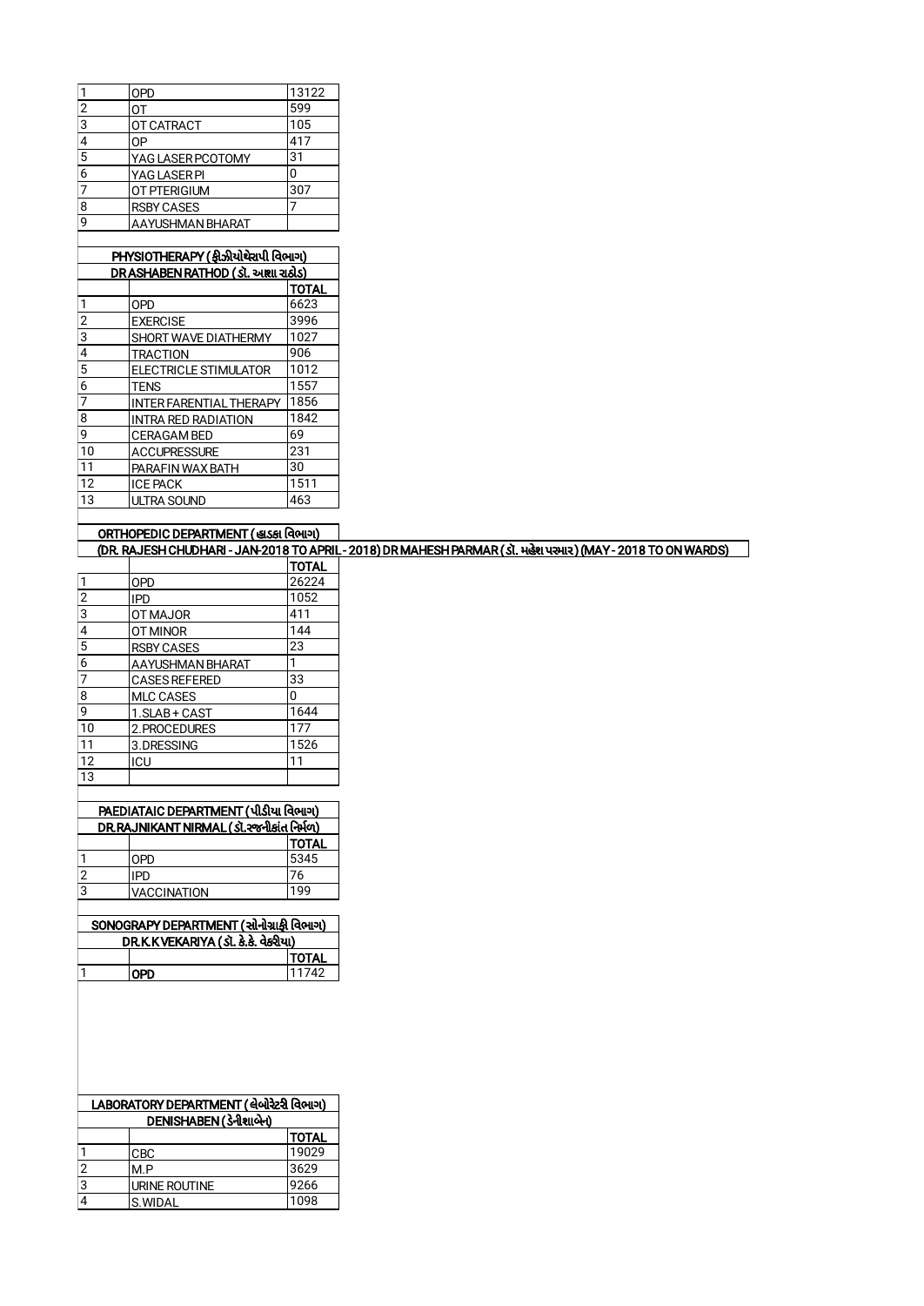| | | |
|---|---|---|
| 1 | OPD | 13122 |
| 2 | OT | 599 |
| 3 | OT CATRACT | 105 |
| 4 | OP | 417 |
| 5 | YAG LASER PCOTOMY | 31 |
| 6 | YAG LASER PI | 0 |
| 7 | OT PTERIGIUM | 307 |
| 8 | RSBY CASES | 7 |
| 9 | AAYUSHMAN BHARAT | |

**PHYSIOTHERAPY ( ફીઝીયોથેરાપી વિભાગ)**
**DR ASHABEN RATHOD ( ડૉ. આશા રાઠોડ)**

| | | TOTAL |
|---|---|---|
| 1 | OPD | 6623 |
| 2 | EXERCISE | 3996 |
| 3 | SHORT WAVE DIATHERMY | 1027 |
| 4 | TRACTION | 906 |
| 5 | ELECTRICLE STIMULATOR | 1012 |
| 6 | TENS | 1557 |
| 7 | INTER FARENTIAL THERAPY | 1856 |
| 8 | INTRA RED RADIATION | 1842 |
| 9 | CERAGAM BED | 69 |
| 10 | ACCUPRESSURE | 231 |
| 11 | PARAFIN WAX BATH | 30 |
| 12 | ICE PACK | 1511 |
| 13 | ULTRA SOUND | 463 |

**ORTHOPEDIC DEPARTMENT ( હાડકા વિભાગ)**
**(DR. RAJESH CHUDHARI - JAN-2018 TO APRIL - 2018) DR MAHESH PARMAR ( ડૉ. મહેશ પરમાર ) (MAY - 2018 TO ON WARDS)**

| | | TOTAL |
|---|---|---|
| 1 | OPD | 26224 |
| 2 | IPD | 1052 |
| 3 | OT MAJOR | 411 |
| 4 | OT MINOR | 144 |
| 5 | RSBY CASES | 23 |
| 6 | AAYUSHMAN BHARAT | 1 |
| 7 | CASES REFERED | 33 |
| 8 | MLC CASES | 0 |
| 9 | 1.SLAB + CAST | 1644 |
| 10 | 2.PROCEDURES | 177 |
| 11 | 3.DRESSING | 1526 |
| 12 | ICU | 11 |
| 13 | | |

**PAEDIATAIC DEPARTMENT ( પીડીયા વિભાગ)**
**DR.RAJNIKANT NIRMAL ( ડૉ.રજનીકાંત નિર્મળ)**

| | | TOTAL |
|---|---|---|
| 1 | OPD | 5345 |
| 2 | IPD | 76 |
| 3 | VACCINATION | 199 |

**SONOGRAPY DEPARTMENT ( સોનોગ્રાફી વિભાગ)**
**DR.K.K VEKARIYA ( ડૉ. કે.કે. વેકરીયા)**

| | | TOTAL |
|---|---|---|
| 1 | OPD | 11742 |

**LABORATORY DEPARTMENT ( લેબોરેટરી વિભાગ)**
**DENISHABEN ( ડેનીશાબેન)**

| | | TOTAL |
|---|---|---|
| 1 | CBC | 19029 |
| 2 | M.P | 3629 |
| 3 | URINE ROUTINE | 9266 |
| 4 | S.WIDAL | 1098 |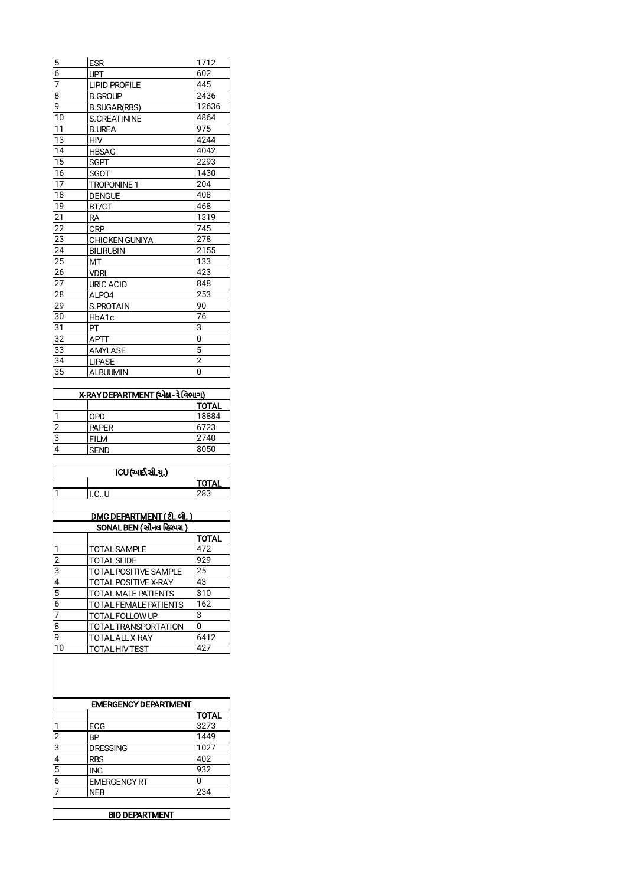| | | |
|---|---|---|
| 5 | ESR | 1712 |
| 6 | UPT | 602 |
| 7 | LIPID PROFILE | 445 |
| 8 | B.GROUP | 2436 |
| 9 | B.SUGAR(RBS) | 12636 |
| 10 | S.CREATININE | 4864 |
| 11 | B.UREA | 975 |
| 13 | HIV | 4244 |
| 14 | HBSAG | 4042 |
| 15 | SGPT | 2293 |
| 16 | SGOT | 1430 |
| 17 | TROPONINE 1 | 204 |
| 18 | DENGUE | 408 |
| 19 | BT/CT | 468 |
| 21 | RA | 1319 |
| 22 | CRP | 745 |
| 23 | CHICKEN GUNIYA | 278 |
| 24 | BILIRUBIN | 2155 |
| 25 | MT | 133 |
| 26 | VDRL | 423 |
| 27 | URIC ACID | 848 |
| 28 | ALPO4 | 253 |
| 29 | S.PROTAIN | 90 |
| 30 | HbA1c | 76 |
| 31 | PT | 3 |
| 32 | APTT | 0 |
| 33 | AMYLASE | 5 |
| 34 | LIPASE | 2 |
| 35 | ALBUUMIN | 0 |

| X-RAY DEPARTMENT (એક્ષ - રે વિભાગ) | | |
|---|---|---|
| | | **TOTAL** |
| 1 | OPD | 18884 |
| 2 | PAPER | 6723 |
| 3 | FILM | 2740 |
| 4 | SEND | 8050 |

| ICU (આઈ.સી.યુ.) | | |
|---|---|---|
| | | **TOTAL** |
| 1 | I.C..U | 283 |

| DMC DEPARTMENT ( ટી. બી. ) SONAL BEN ( સોનલ હિરપરા ) | | |
|---|---|---|
| | | **TOTAL** |
| 1 | TOTAL SAMPLE | 472 |
| 2 | TOTAL SLIDE | 929 |
| 3 | TOTAL POSITIVE SAMPLE | 25 |
| 4 | TOTAL POSITIVE X-RAY | 43 |
| 5 | TOTAL MALE PATIENTS | 310 |
| 6 | TOTAL FEMALE PATIENTS | 162 |
| 7 | TOTAL FOLLOW UP | 3 |
| 8 | TOTAL TRANSPORTATION | 0 |
| 9 | TOTAL ALL X-RAY | 6412 |
| 10 | TOTAL HIV TEST | 427 |

| EMERGENCY DEPARTMENT | | |
|---|---|---|
| | | **TOTAL** |
| 1 | ECG | 3273 |
| 2 | BP | 1449 |
| 3 | DRESSING | 1027 |
| 4 | RBS | 402 |
| 5 | ING | 932 |
| 6 | EMERGENCY RT | 0 |
| 7 | NEB | 234 |

**BIO DEPARTMENT**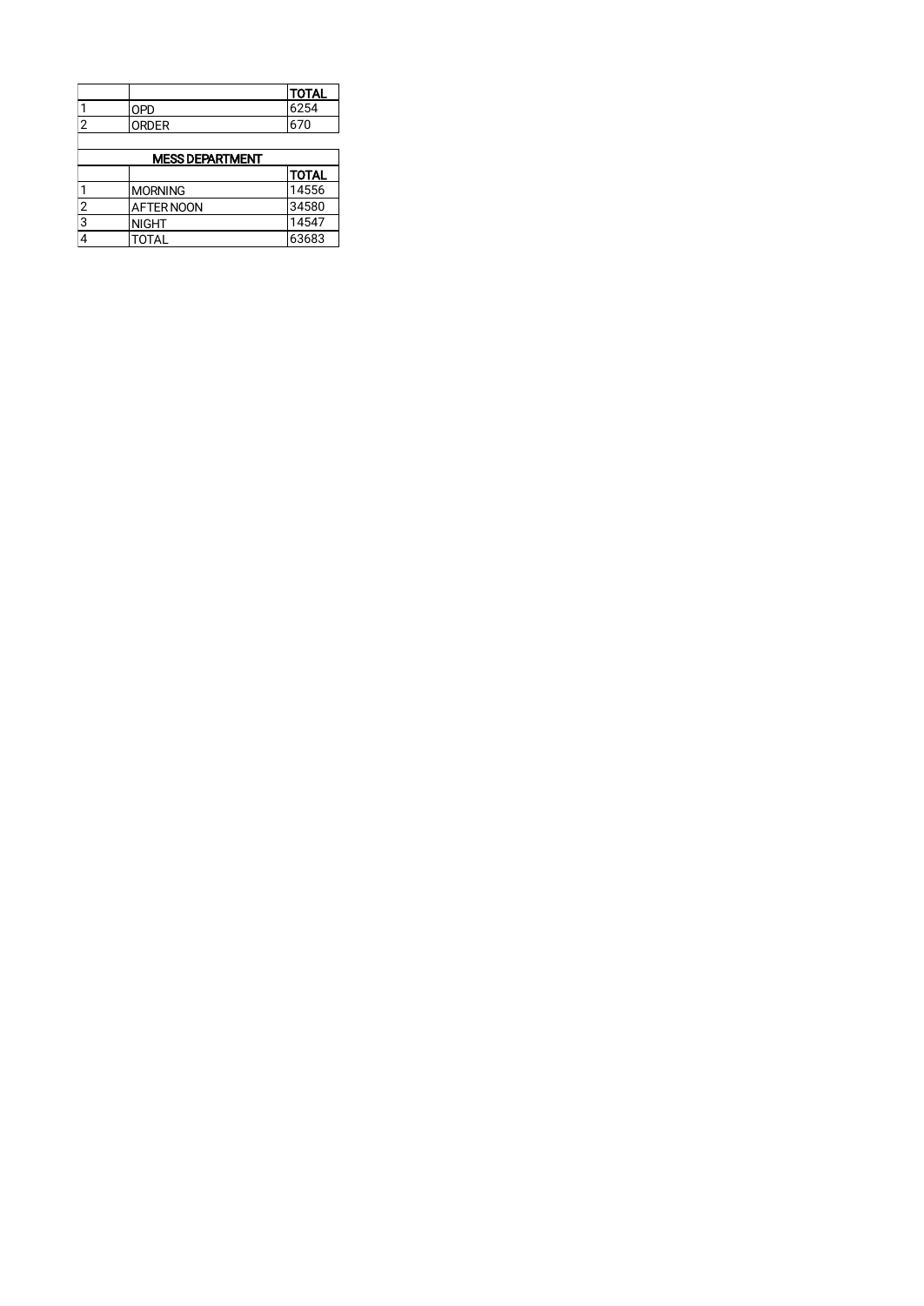| | | TOTAL |
|---|---|---|
| 1 | OPD | 6254 |
| 2 | ORDER | 670 |

| MESS DEPARTMENT | | |
|---|---|---|
| | | TOTAL |
| 1 | MORNING | 14556 |
| 2 | AFTER NOON | 34580 |
| 3 | NIGHT | 14547 |
| 4 | TOTAL | 63683 |